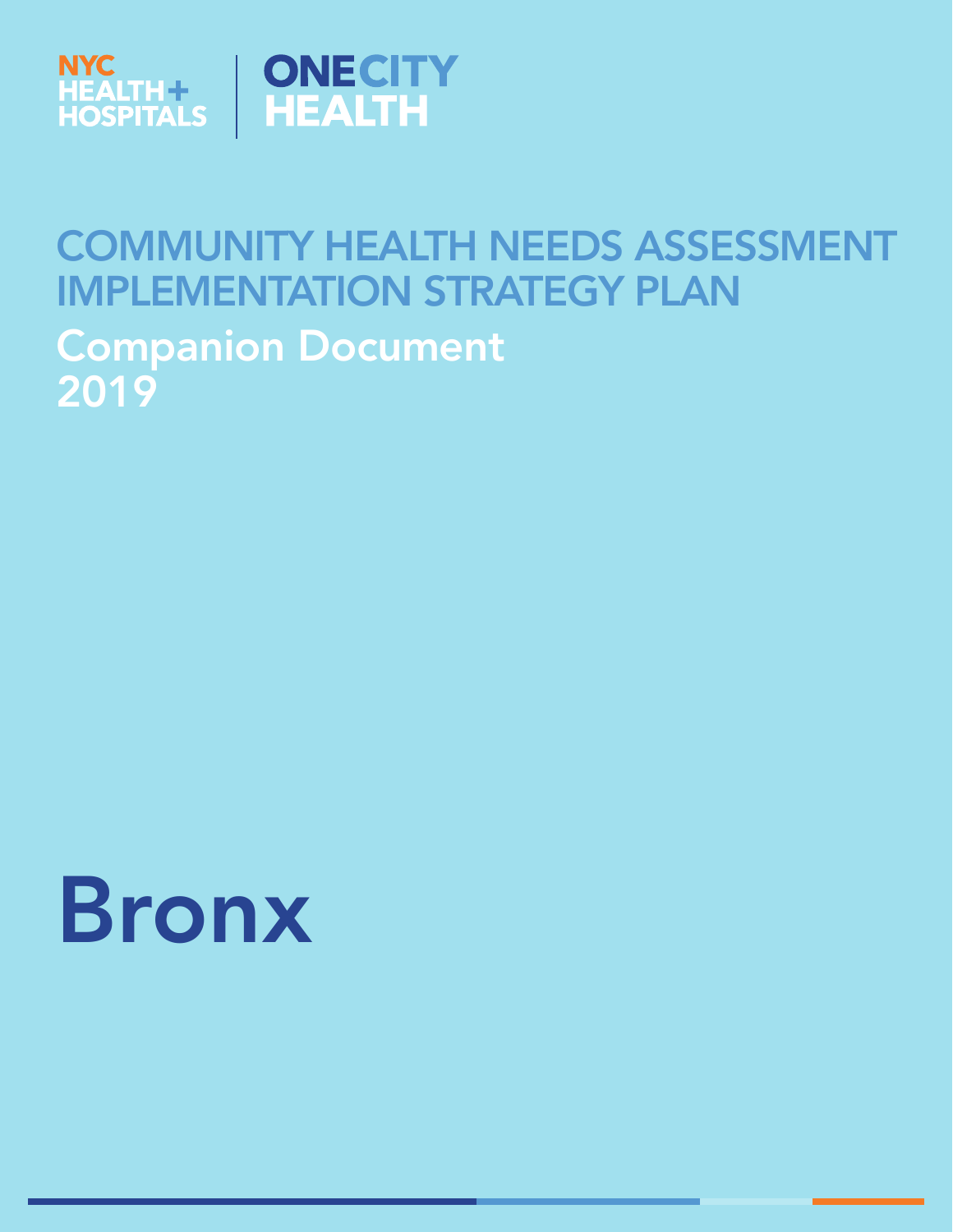NYC HEALTH+ HOSPITALS | ONECITY HEALTH

# COMMUNITY HEALTH NEEDS ASSESSMENT IMPLEMENTATION STRATEGY PLAN

## Companion Document 2019

# Bronx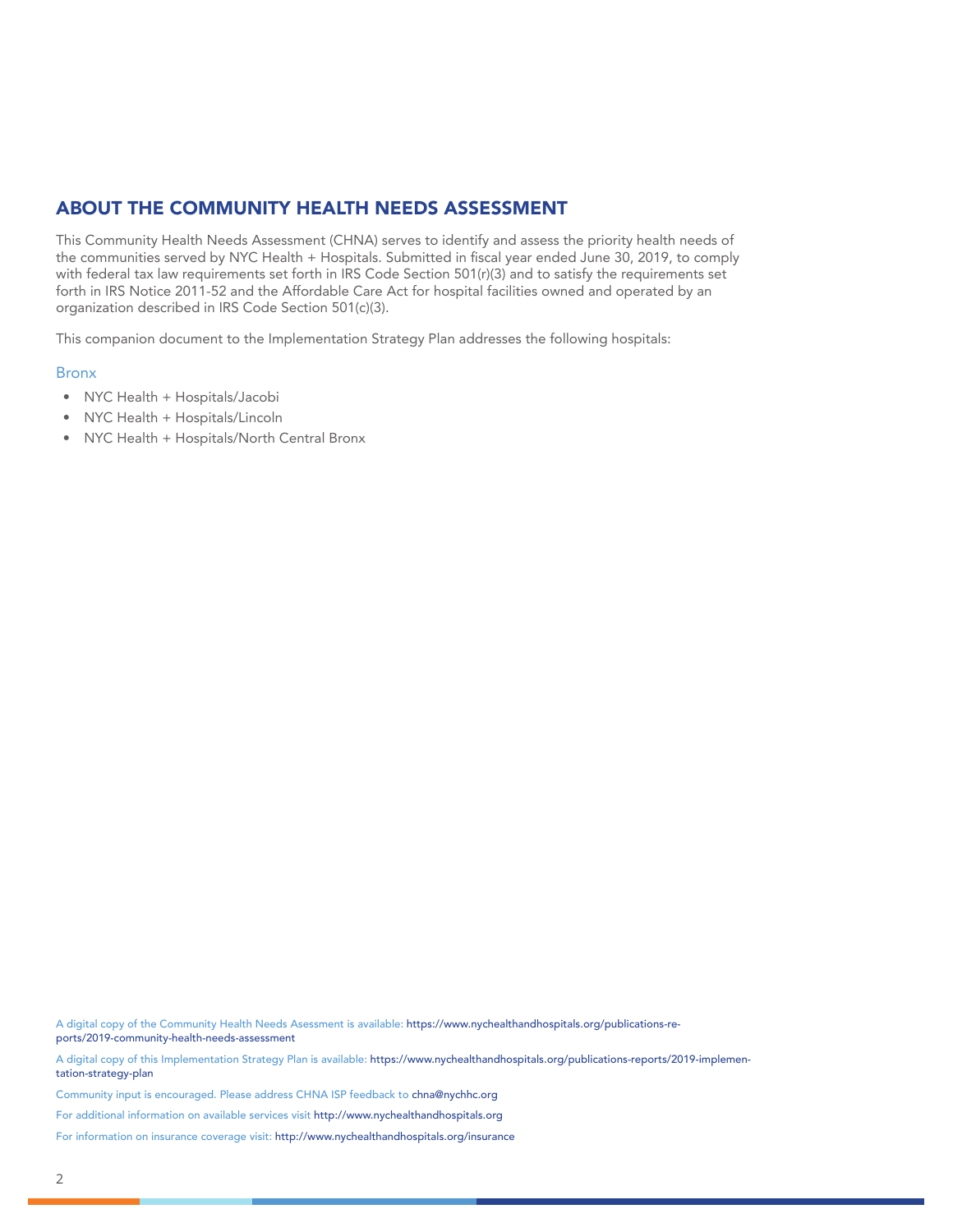## ABOUT THE COMMUNITY HEALTH NEEDS ASSESSMENT

This Community Health Needs Assessment (CHNA) serves to identify and assess the priority health needs of the communities served by NYC Health + Hospitals. Submitted in fiscal year ended June 30, 2019, to comply with federal tax law requirements set forth in IRS Code Section 501(r)(3) and to satisfy the requirements set forth in IRS Notice 2011-52 and the Affordable Care Act for hospital facilities owned and operated by an organization described in IRS Code Section 501(c)(3).

This companion document to the Implementation Strategy Plan addresses the following hospitals:

### Bronx

- NYC Health + Hospitals/Jacobi
- NYC Health + Hospitals/Lincoln
- NYC Health + Hospitals/North Central Bronx

A digital copy of the Community Health Needs Asessment is available: https://www.nychealthandhospitals.org/publications-reports/2019-community-health-needs-assessment

A digital copy of this Implementation Strategy Plan is available: https://www.nychealthandhospitals.org/publications-reports/2019-implementation-strategy-plan

Community input is encouraged. Please address CHNA ISP feedback to chna@nychhc.org

For additional information on available services visit http://www.nychealthandhospitals.org

For information on insurance coverage visit: http://www.nychealthandhospitals.org/insurance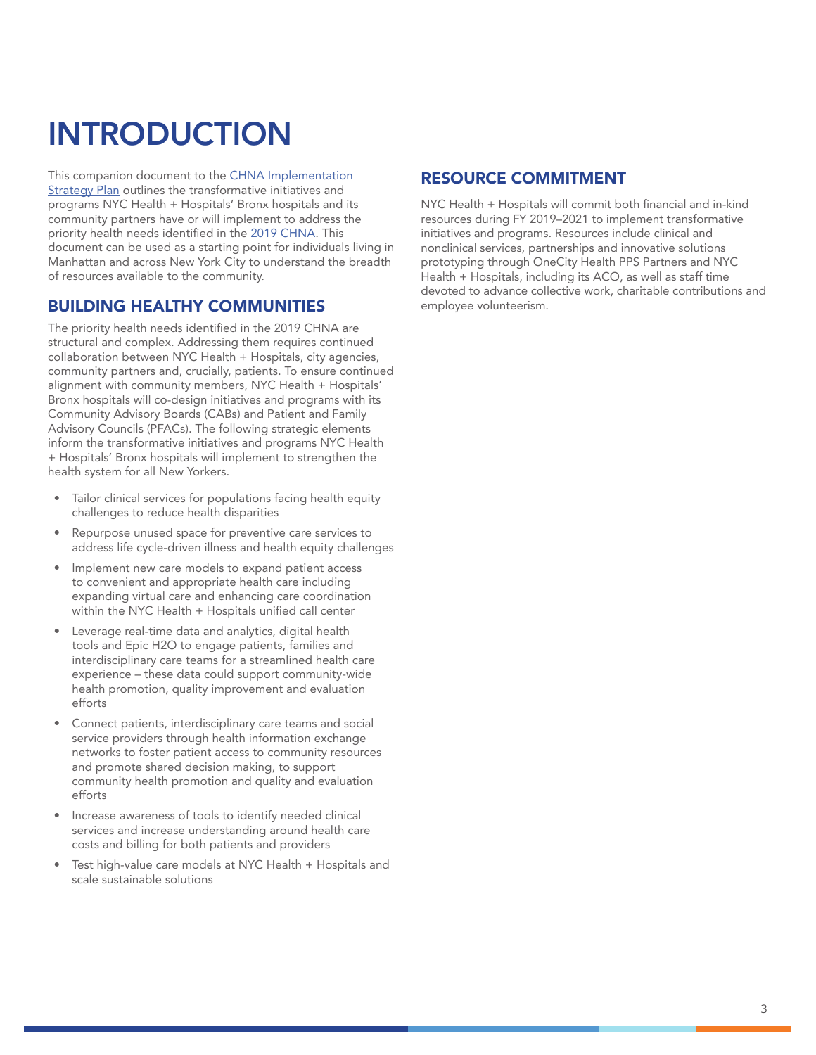# INTRODUCTION

This companion document to the CHNA Implementation Strategy Plan outlines the transformative initiatives and programs NYC Health + Hospitals' Bronx hospitals and its community partners have or will implement to address the priority health needs identified in the 2019 CHNA. This document can be used as a starting point for individuals living in Manhattan and across New York City to understand the breadth of resources available to the community.

## BUILDING HEALTHY COMMUNITIES

The priority health needs identified in the 2019 CHNA are structural and complex. Addressing them requires continued collaboration between NYC Health + Hospitals, city agencies, community partners and, crucially, patients. To ensure continued alignment with community members, NYC Health + Hospitals' Bronx hospitals will co-design initiatives and programs with its Community Advisory Boards (CABs) and Patient and Family Advisory Councils (PFACs). The following strategic elements inform the transformative initiatives and programs NYC Health + Hospitals' Bronx hospitals will implement to strengthen the health system for all New Yorkers.

- Tailor clinical services for populations facing health equity challenges to reduce health disparities
- Repurpose unused space for preventive care services to address life cycle-driven illness and health equity challenges
- Implement new care models to expand patient access to convenient and appropriate health care including expanding virtual care and enhancing care coordination within the NYC Health + Hospitals unified call center
- Leverage real-time data and analytics, digital health tools and Epic H2O to engage patients, families and interdisciplinary care teams for a streamlined health care experience – these data could support community-wide health promotion, quality improvement and evaluation efforts
- Connect patients, interdisciplinary care teams and social service providers through health information exchange networks to foster patient access to community resources and promote shared decision making, to support community health promotion and quality and evaluation efforts
- Increase awareness of tools to identify needed clinical services and increase understanding around health care costs and billing for both patients and providers
- Test high-value care models at NYC Health + Hospitals and scale sustainable solutions

## RESOURCE COMMITMENT

NYC Health + Hospitals will commit both financial and in-kind resources during FY 2019–2021 to implement transformative initiatives and programs. Resources include clinical and nonclinical services, partnerships and innovative solutions prototyping through OneCity Health PPS Partners and NYC Health + Hospitals, including its ACO, as well as staff time devoted to advance collective work, charitable contributions and employee volunteerism.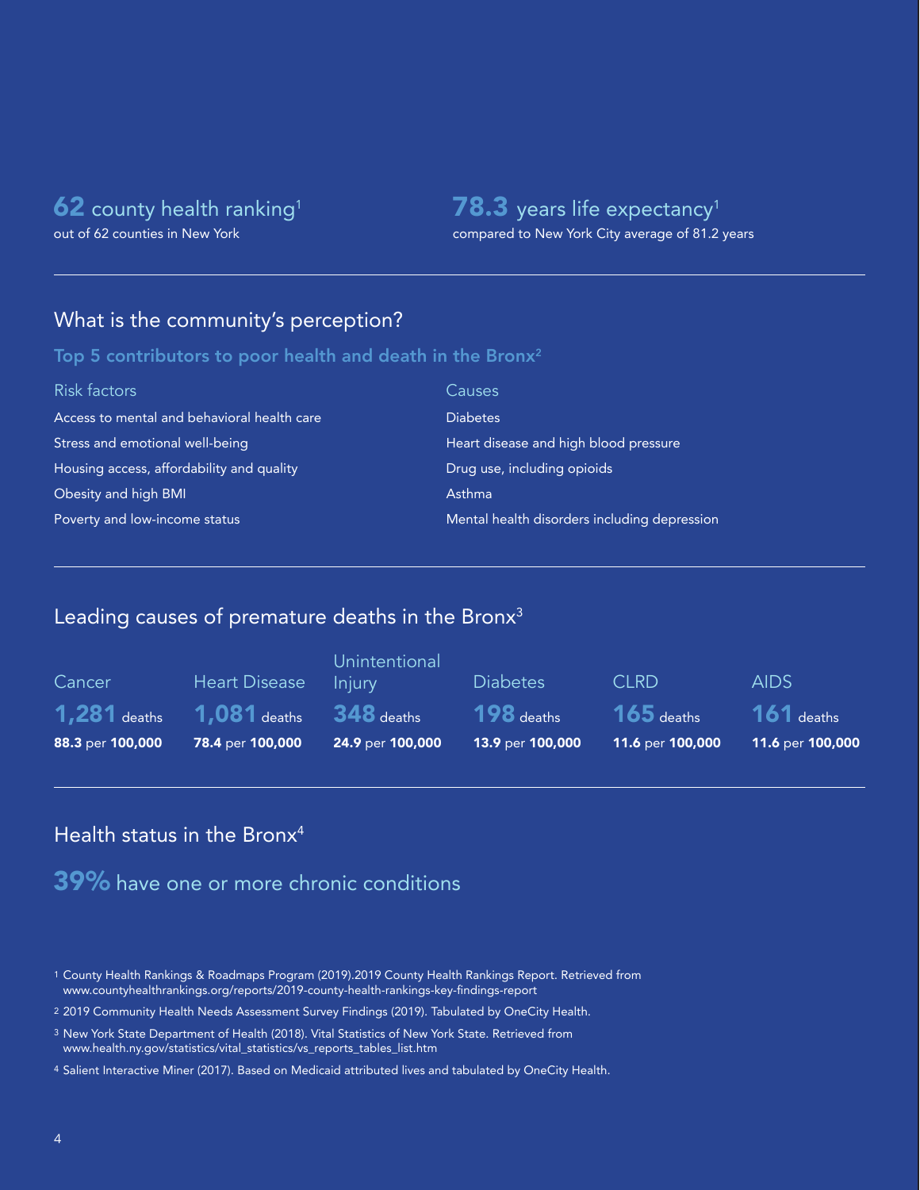**62** county health ranking[1]
out of 62 counties in New York

**78.3** years life expectancy[1]
compared to New York City average of 81.2 years

## What is the community's perception?

### Top 5 contributors to poor health and death in the Bronx[2]

| Risk factors | Causes |
|---|---|
| Access to mental and behavioral health care | Diabetes |
| Stress and emotional well-being | Heart disease and high blood pressure |
| Housing access, affordability and quality | Drug use, including opioids |
| Obesity and high BMI | Asthma |
| Poverty and low-income status | Mental health disorders including depression |

## Leading causes of premature deaths in the Bronx[3]

| Cancer | Heart Disease | Unintentional Injury | Diabetes | CLRD | AIDS |
|---|---|---|---|---|---|
| **1,281** deaths | **1,081** deaths | **348** deaths | **198** deaths | **165** deaths | **161** deaths |
| **88.3** per **100,000** | **78.4** per **100,000** | **24.9** per **100,000** | **13.9** per **100,000** | **11.6** per **100,000** | **11.6** per **100,000** |

## Health status in the Bronx[4]

**39%** have one or more chronic conditions

1 County Health Rankings & Roadmaps Program (2019).2019 County Health Rankings Report. Retrieved from www.countyhealthrankings.org/reports/2019-county-health-rankings-key-findings-report

2 2019 Community Health Needs Assessment Survey Findings (2019). Tabulated by OneCity Health.

3 New York State Department of Health (2018). Vital Statistics of New York State. Retrieved from www.health.ny.gov/statistics/vital_statistics/vs_reports_tables_list.htm

4 Salient Interactive Miner (2017). Based on Medicaid attributed lives and tabulated by OneCity Health.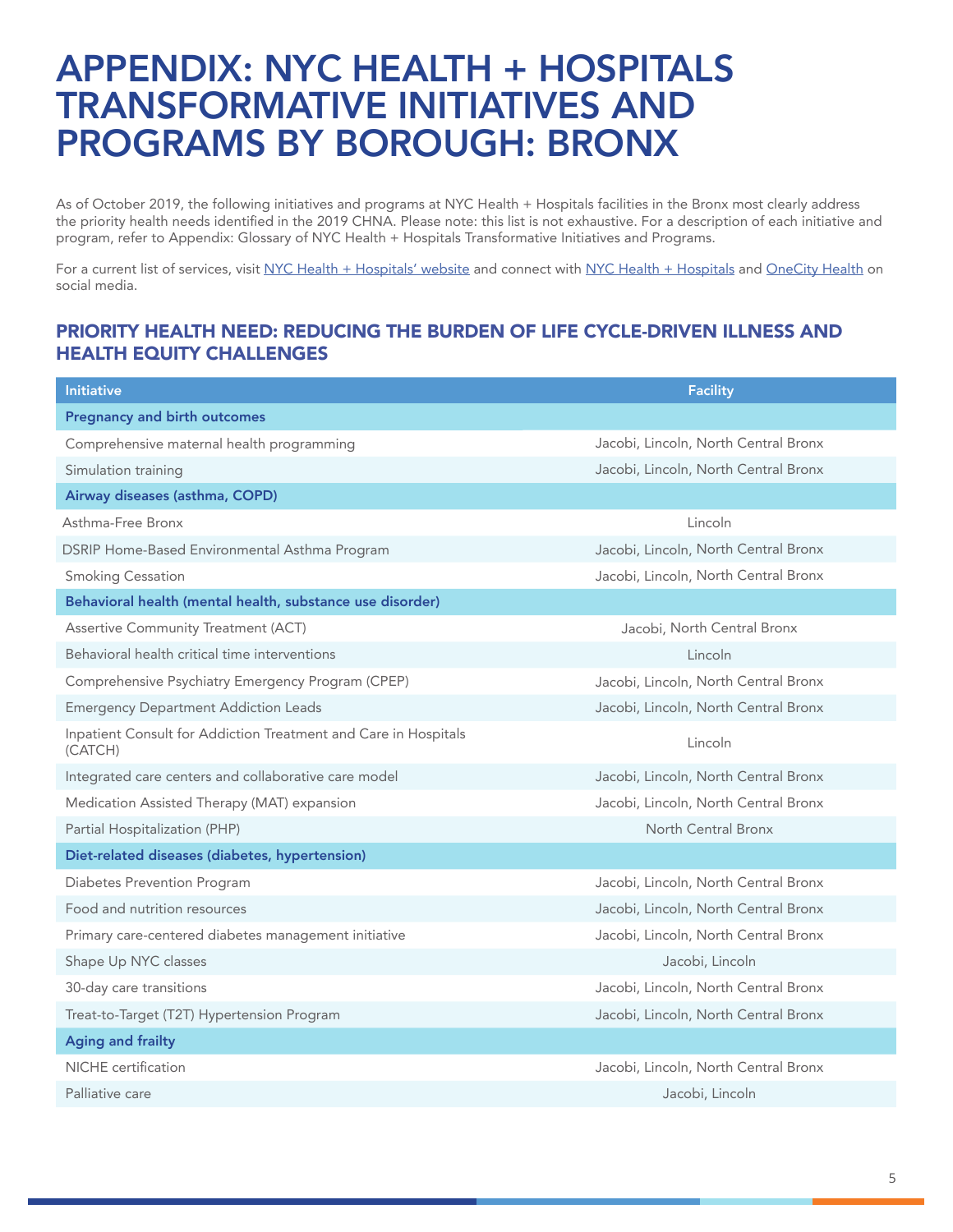# APPENDIX: NYC HEALTH + HOSPITALS TRANSFORMATIVE INITIATIVES AND PROGRAMS BY BOROUGH: BRONX

As of October 2019, the following initiatives and programs at NYC Health + Hospitals facilities in the Bronx most clearly address the priority health needs identified in the 2019 CHNA. Please note: this list is not exhaustive. For a description of each initiative and program, refer to Appendix: Glossary of NYC Health + Hospitals Transformative Initiatives and Programs.

For a current list of services, visit NYC Health + Hospitals' website and connect with NYC Health + Hospitals and OneCity Health on social media.

## PRIORITY HEALTH NEED: REDUCING THE BURDEN OF LIFE CYCLE-DRIVEN ILLNESS AND HEALTH EQUITY CHALLENGES

| Initiative | Facility |
|---|---|
| **Pregnancy and birth outcomes** | |
| Comprehensive maternal health programming | Jacobi, Lincoln, North Central Bronx |
| Simulation training | Jacobi, Lincoln, North Central Bronx |
| **Airway diseases (asthma, COPD)** | |
| Asthma-Free Bronx | Lincoln |
| DSRIP Home-Based Environmental Asthma Program | Jacobi, Lincoln, North Central Bronx |
| Smoking Cessation | Jacobi, Lincoln, North Central Bronx |
| **Behavioral health (mental health, substance use disorder)** | |
| Assertive Community Treatment (ACT) | Jacobi, North Central Bronx |
| Behavioral health critical time interventions | Lincoln |
| Comprehensive Psychiatry Emergency Program (CPEP) | Jacobi, Lincoln, North Central Bronx |
| Emergency Department Addiction Leads | Jacobi, Lincoln, North Central Bronx |
| Inpatient Consult for Addiction Treatment and Care in Hospitals (CATCH) | Lincoln |
| Integrated care centers and collaborative care model | Jacobi, Lincoln, North Central Bronx |
| Medication Assisted Therapy (MAT) expansion | Jacobi, Lincoln, North Central Bronx |
| Partial Hospitalization (PHP) | North Central Bronx |
| **Diet-related diseases (diabetes, hypertension)** | |
| Diabetes Prevention Program | Jacobi, Lincoln, North Central Bronx |
| Food and nutrition resources | Jacobi, Lincoln, North Central Bronx |
| Primary care-centered diabetes management initiative | Jacobi, Lincoln, North Central Bronx |
| Shape Up NYC classes | Jacobi, Lincoln |
| 30-day care transitions | Jacobi, Lincoln, North Central Bronx |
| Treat-to-Target (T2T) Hypertension Program | Jacobi, Lincoln, North Central Bronx |
| **Aging and frailty** | |
| NICHE certification | Jacobi, Lincoln, North Central Bronx |
| Palliative care | Jacobi, Lincoln |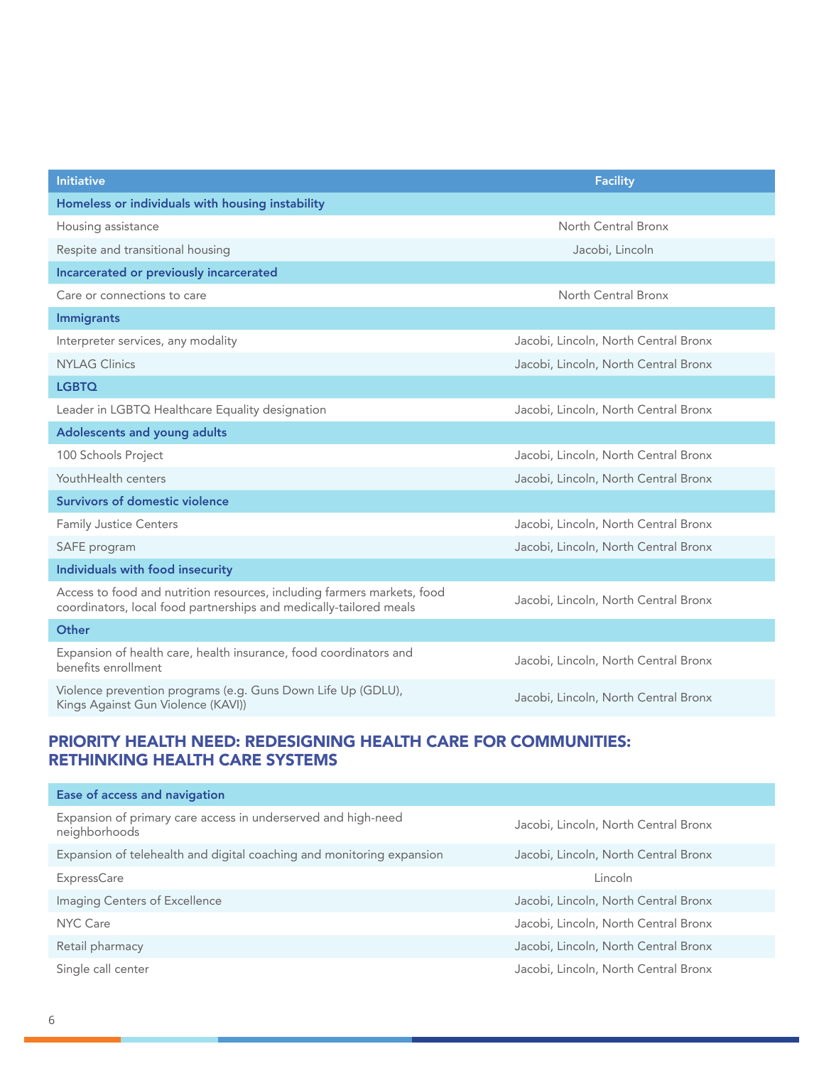| Initiative | Facility |
| --- | --- |
| **Homeless or individuals with housing instability** | |
| Housing assistance | North Central Bronx |
| Respite and transitional housing | Jacobi, Lincoln |
| **Incarcerated or previously incarcerated** | |
| Care or connections to care | North Central Bronx |
| **Immigrants** | |
| Interpreter services, any modality | Jacobi, Lincoln, North Central Bronx |
| NYLAG Clinics | Jacobi, Lincoln, North Central Bronx |
| **LGBTQ** | |
| Leader in LGBTQ Healthcare Equality designation | Jacobi, Lincoln, North Central Bronx |
| **Adolescents and young adults** | |
| 100 Schools Project | Jacobi, Lincoln, North Central Bronx |
| YouthHealth centers | Jacobi, Lincoln, North Central Bronx |
| **Survivors of domestic violence** | |
| Family Justice Centers | Jacobi, Lincoln, North Central Bronx |
| SAFE program | Jacobi, Lincoln, North Central Bronx |
| **Individuals with food insecurity** | |
| Access to food and nutrition resources, including farmers markets, food coordinators, local food partnerships and medically-tailored meals | Jacobi, Lincoln, North Central Bronx |
| **Other** | |
| Expansion of health care, health insurance, food coordinators and benefits enrollment | Jacobi, Lincoln, North Central Bronx |
| Violence prevention programs (e.g. Guns Down Life Up (GDLU), Kings Against Gun Violence (KAVI)) | Jacobi, Lincoln, North Central Bronx |

## PRIORITY HEALTH NEED: REDESIGNING HEALTH CARE FOR COMMUNITIES: RETHINKING HEALTH CARE SYSTEMS

| Ease of access and navigation | |
| --- | --- |
| Expansion of primary care access in underserved and high-need neighborhoods | Jacobi, Lincoln, North Central Bronx |
| Expansion of telehealth and digital coaching and monitoring expansion | Jacobi, Lincoln, North Central Bronx |
| ExpressCare | Lincoln |
| Imaging Centers of Excellence | Jacobi, Lincoln, North Central Bronx |
| NYC Care | Jacobi, Lincoln, North Central Bronx |
| Retail pharmacy | Jacobi, Lincoln, North Central Bronx |
| Single call center | Jacobi, Lincoln, North Central Bronx |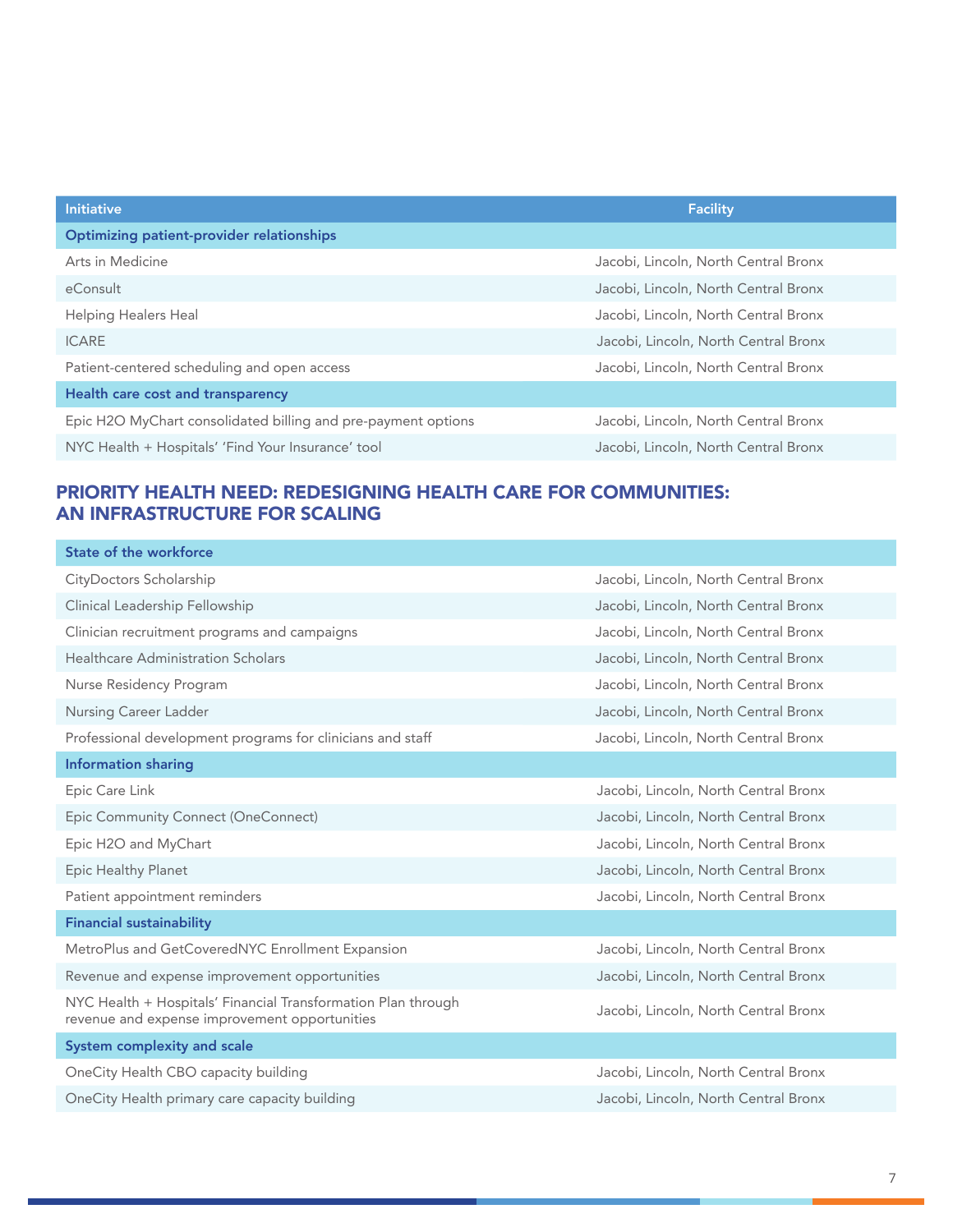| Initiative | Facility |
| --- | --- |
| **Optimizing patient-provider relationships** | |
| Arts in Medicine | Jacobi, Lincoln, North Central Bronx |
| eConsult | Jacobi, Lincoln, North Central Bronx |
| Helping Healers Heal | Jacobi, Lincoln, North Central Bronx |
| ICARE | Jacobi, Lincoln, North Central Bronx |
| Patient-centered scheduling and open access | Jacobi, Lincoln, North Central Bronx |
| **Health care cost and transparency** | |
| Epic H2O MyChart consolidated billing and pre-payment options | Jacobi, Lincoln, North Central Bronx |
| NYC Health + Hospitals' 'Find Your Insurance' tool | Jacobi, Lincoln, North Central Bronx |

## PRIORITY HEALTH NEED: REDESIGNING HEALTH CARE FOR COMMUNITIES: AN INFRASTRUCTURE FOR SCALING

| Initiative | Facility |
| --- | --- |
| **State of the workforce** | |
| CityDoctors Scholarship | Jacobi, Lincoln, North Central Bronx |
| Clinical Leadership Fellowship | Jacobi, Lincoln, North Central Bronx |
| Clinician recruitment programs and campaigns | Jacobi, Lincoln, North Central Bronx |
| Healthcare Administration Scholars | Jacobi, Lincoln, North Central Bronx |
| Nurse Residency Program | Jacobi, Lincoln, North Central Bronx |
| Nursing Career Ladder | Jacobi, Lincoln, North Central Bronx |
| Professional development programs for clinicians and staff | Jacobi, Lincoln, North Central Bronx |
| **Information sharing** | |
| Epic Care Link | Jacobi, Lincoln, North Central Bronx |
| Epic Community Connect (OneConnect) | Jacobi, Lincoln, North Central Bronx |
| Epic H2O and MyChart | Jacobi, Lincoln, North Central Bronx |
| Epic Healthy Planet | Jacobi, Lincoln, North Central Bronx |
| Patient appointment reminders | Jacobi, Lincoln, North Central Bronx |
| **Financial sustainability** | |
| MetroPlus and GetCoveredNYC Enrollment Expansion | Jacobi, Lincoln, North Central Bronx |
| Revenue and expense improvement opportunities | Jacobi, Lincoln, North Central Bronx |
| NYC Health + Hospitals' Financial Transformation Plan through revenue and expense improvement opportunities | Jacobi, Lincoln, North Central Bronx |
| **System complexity and scale** | |
| OneCity Health CBO capacity building | Jacobi, Lincoln, North Central Bronx |
| OneCity Health primary care capacity building | Jacobi, Lincoln, North Central Bronx |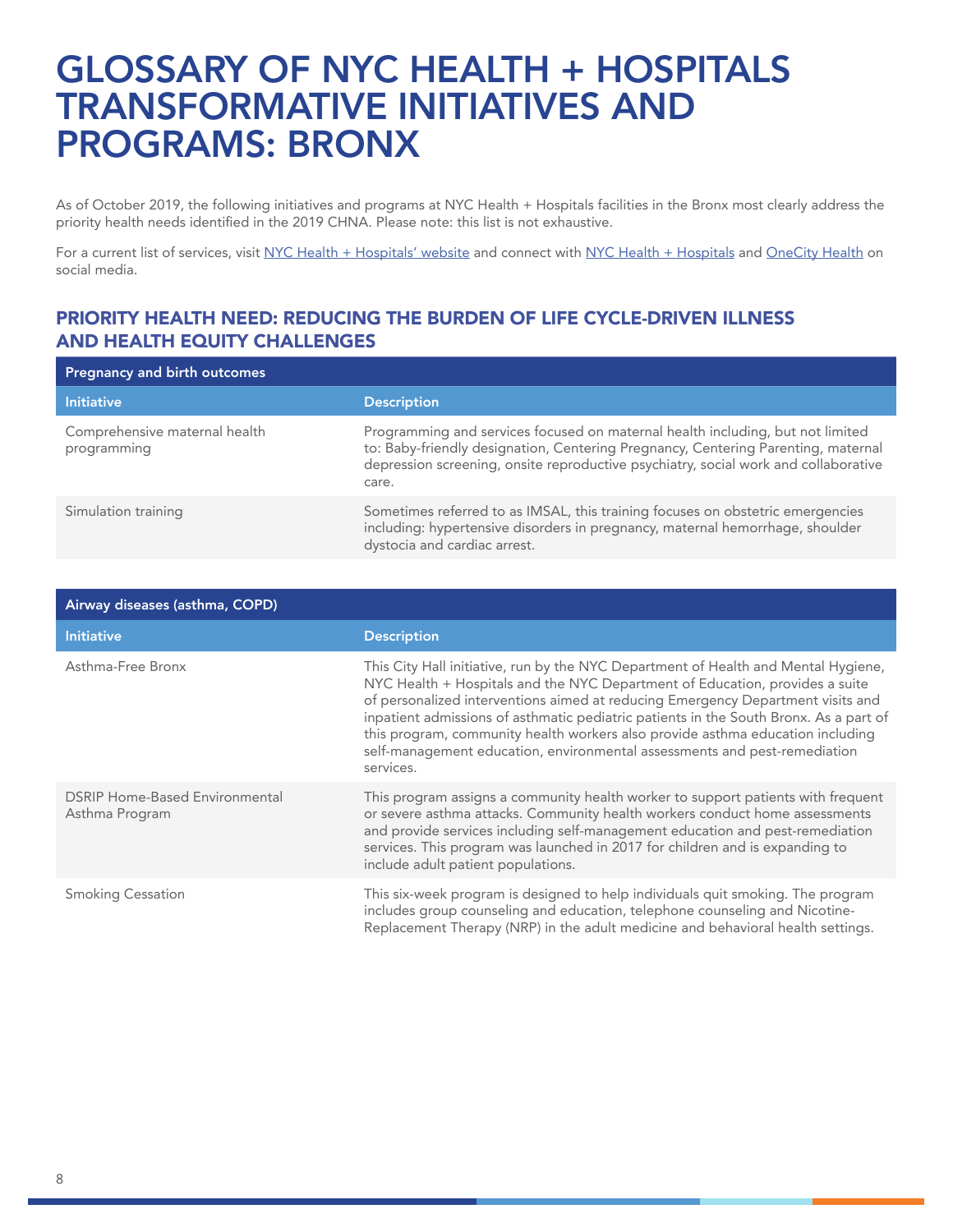# GLOSSARY OF NYC HEALTH + HOSPITALS TRANSFORMATIVE INITIATIVES AND PROGRAMS: BRONX

As of October 2019, the following initiatives and programs at NYC Health + Hospitals facilities in the Bronx most clearly address the priority health needs identified in the 2019 CHNA. Please note: this list is not exhaustive.

For a current list of services, visit NYC Health + Hospitals' website and connect with NYC Health + Hospitals and OneCity Health on social media.

## PRIORITY HEALTH NEED: REDUCING THE BURDEN OF LIFE CYCLE-DRIVEN ILLNESS AND HEALTH EQUITY CHALLENGES

**Pregnancy and birth outcomes**

| Initiative | Description |
|---|---|
| Comprehensive maternal health programming | Programming and services focused on maternal health including, but not limited to: Baby-friendly designation, Centering Pregnancy, Centering Parenting, maternal depression screening, onsite reproductive psychiatry, social work and collaborative care. |
| Simulation training | Sometimes referred to as IMSAL, this training focuses on obstetric emergencies including: hypertensive disorders in pregnancy, maternal hemorrhage, shoulder dystocia and cardiac arrest. |

**Airway diseases (asthma, COPD)**

| Initiative | Description |
|---|---|
| Asthma-Free Bronx | This City Hall initiative, run by the NYC Department of Health and Mental Hygiene, NYC Health + Hospitals and the NYC Department of Education, provides a suite of personalized interventions aimed at reducing Emergency Department visits and inpatient admissions of asthmatic pediatric patients in the South Bronx. As a part of this program, community health workers also provide asthma education including self-management education, environmental assessments and pest-remediation services. |
| DSRIP Home-Based Environmental Asthma Program | This program assigns a community health worker to support patients with frequent or severe asthma attacks. Community health workers conduct home assessments and provide services including self-management education and pest-remediation services. This program was launched in 2017 for children and is expanding to include adult patient populations. |
| Smoking Cessation | This six-week program is designed to help individuals quit smoking. The program includes group counseling and education, telephone counseling and Nicotine-Replacement Therapy (NRP) in the adult medicine and behavioral health settings. |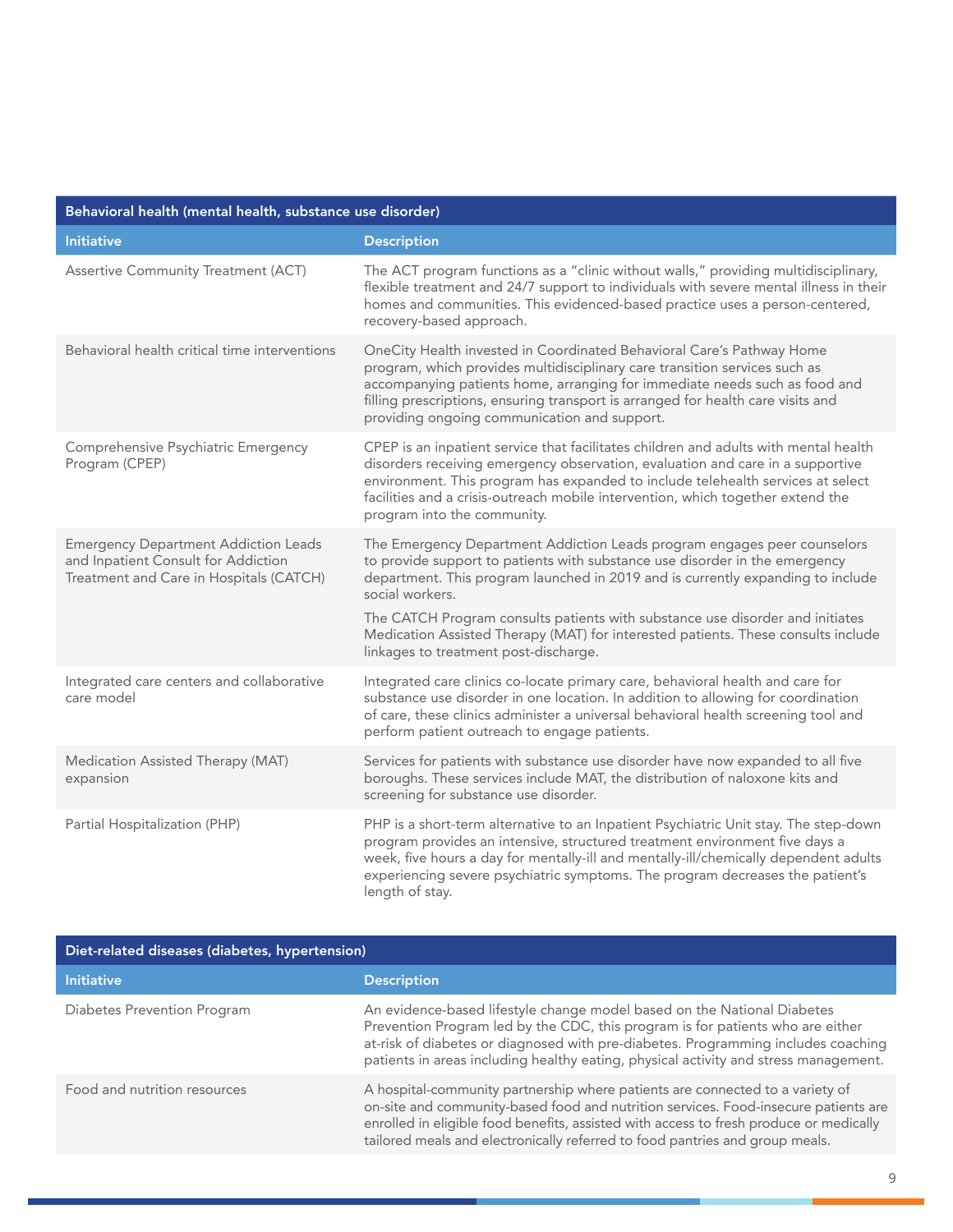| Behavioral health (mental health, substance use disorder) | |
|---|---|
| **Initiative** | **Description** |
| Assertive Community Treatment (ACT) | The ACT program functions as a "clinic without walls," providing multidisciplinary, flexible treatment and 24/7 support to individuals with severe mental illness in their homes and communities. This evidenced-based practice uses a person-centered, recovery-based approach. |
| Behavioral health critical time interventions | OneCity Health invested in Coordinated Behavioral Care's Pathway Home program, which provides multidisciplinary care transition services such as accompanying patients home, arranging for immediate needs such as food and filling prescriptions, ensuring transport is arranged for health care visits and providing ongoing communication and support. |
| Comprehensive Psychiatric Emergency Program (CPEP) | CPEP is an inpatient service that facilitates children and adults with mental health disorders receiving emergency observation, evaluation and care in a supportive environment. This program has expanded to include telehealth services at select facilities and a crisis-outreach mobile intervention, which together extend the program into the community. |
| Emergency Department Addiction Leads and Inpatient Consult for Addiction Treatment and Care in Hospitals (CATCH) | The Emergency Department Addiction Leads program engages peer counselors to provide support to patients with substance use disorder in the emergency department. This program launched in 2019 and is currently expanding to include social workers.<br><br>The CATCH Program consults patients with substance use disorder and initiates Medication Assisted Therapy (MAT) for interested patients. These consults include linkages to treatment post-discharge. |
| Integrated care centers and collaborative care model | Integrated care clinics co-locate primary care, behavioral health and care for substance use disorder in one location. In addition to allowing for coordination of care, these clinics administer a universal behavioral health screening tool and perform patient outreach to engage patients. |
| Medication Assisted Therapy (MAT) expansion | Services for patients with substance use disorder have now expanded to all five boroughs. These services include MAT, the distribution of naloxone kits and screening for substance use disorder. |
| Partial Hospitalization (PHP) | PHP is a short-term alternative to an Inpatient Psychiatric Unit stay. The step-down program provides an intensive, structured treatment environment five days a week, five hours a day for mentally-ill and mentally-ill/chemically dependent adults experiencing severe psychiatric symptoms. The program decreases the patient's length of stay. |

| Diet-related diseases (diabetes, hypertension) | |
|---|---|
| **Initiative** | **Description** |
| Diabetes Prevention Program | An evidence-based lifestyle change model based on the National Diabetes Prevention Program led by the CDC, this program is for patients who are either at-risk of diabetes or diagnosed with pre-diabetes. Programming includes coaching patients in areas including healthy eating, physical activity and stress management. |
| Food and nutrition resources | A hospital-community partnership where patients are connected to a variety of on-site and community-based food and nutrition services. Food-insecure patients are enrolled in eligible food benefits, assisted with access to fresh produce or medically tailored meals and electronically referred to food pantries and group meals. |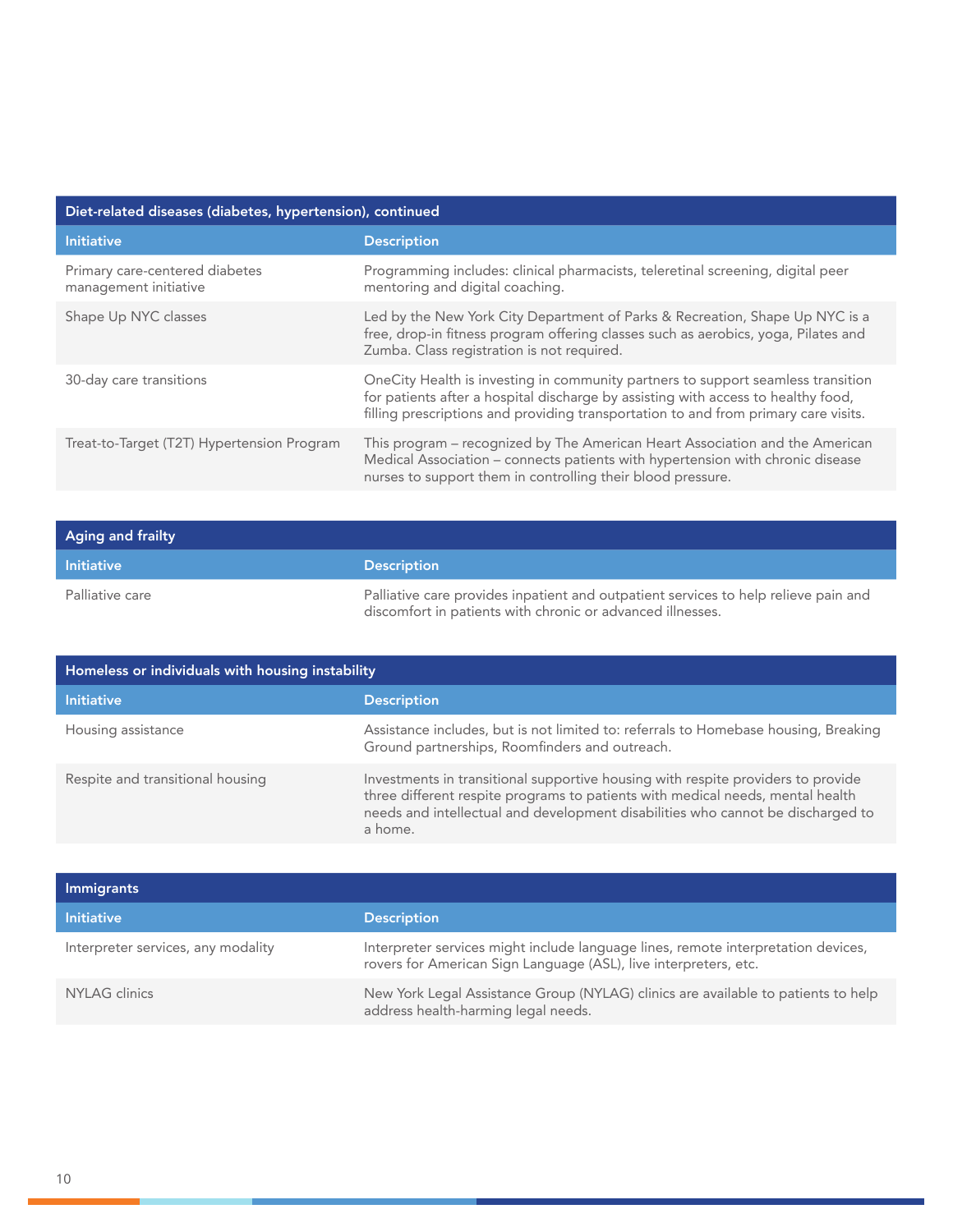| Diet-related diseases (diabetes, hypertension), continued | |
|---|---|
| **Initiative** | **Description** |
| Primary care-centered diabetes management initiative | Programming includes: clinical pharmacists, teleretinal screening, digital peer mentoring and digital coaching. |
| Shape Up NYC classes | Led by the New York City Department of Parks & Recreation, Shape Up NYC is a free, drop-in fitness program offering classes such as aerobics, yoga, Pilates and Zumba. Class registration is not required. |
| 30-day care transitions | OneCity Health is investing in community partners to support seamless transition for patients after a hospital discharge by assisting with access to healthy food, filling prescriptions and providing transportation to and from primary care visits. |
| Treat-to-Target (T2T) Hypertension Program | This program – recognized by The American Heart Association and the American Medical Association – connects patients with hypertension with chronic disease nurses to support them in controlling their blood pressure. |

| Aging and frailty | |
|---|---|
| **Initiative** | **Description** |
| Palliative care | Palliative care provides inpatient and outpatient services to help relieve pain and discomfort in patients with chronic or advanced illnesses. |

| Homeless or individuals with housing instability | |
|---|---|
| **Initiative** | **Description** |
| Housing assistance | Assistance includes, but is not limited to: referrals to Homebase housing, Breaking Ground partnerships, Roomfinders and outreach. |
| Respite and transitional housing | Investments in transitional supportive housing with respite providers to provide three different respite programs to patients with medical needs, mental health needs and intellectual and development disabilities who cannot be discharged to a home. |

| Immigrants | |
|---|---|
| **Initiative** | **Description** |
| Interpreter services, any modality | Interpreter services might include language lines, remote interpretation devices, rovers for American Sign Language (ASL), live interpreters, etc. |
| NYLAG clinics | New York Legal Assistance Group (NYLAG) clinics are available to patients to help address health-harming legal needs. |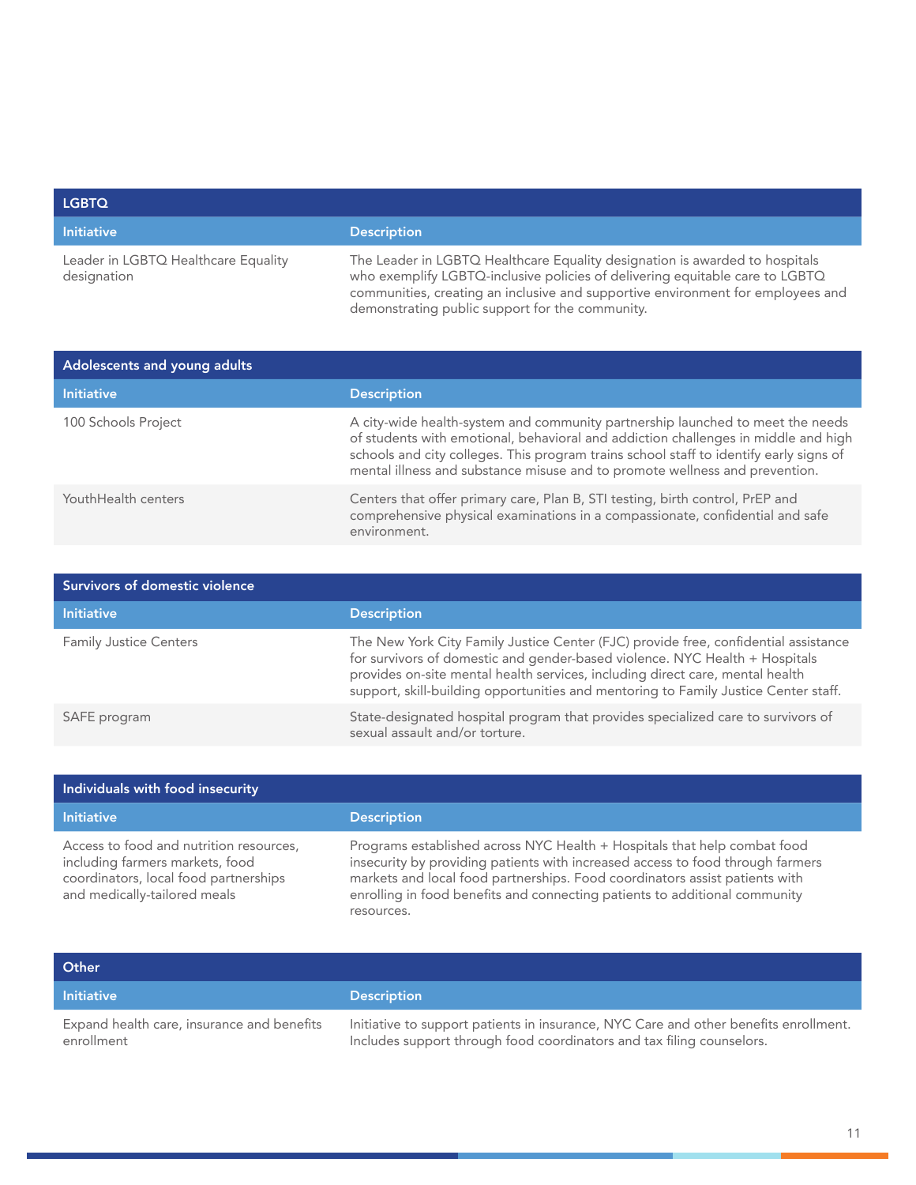| LGBTQ | |
|---|---|
| **Initiative** | **Description** |
| Leader in LGBTQ Healthcare Equality designation | The Leader in LGBTQ Healthcare Equality designation is awarded to hospitals who exemplify LGBTQ-inclusive policies of delivering equitable care to LGBTQ communities, creating an inclusive and supportive environment for employees and demonstrating public support for the community. |

| Adolescents and young adults | |
|---|---|
| **Initiative** | **Description** |
| 100 Schools Project | A city-wide health-system and community partnership launched to meet the needs of students with emotional, behavioral and addiction challenges in middle and high schools and city colleges. This program trains school staff to identify early signs of mental illness and substance misuse and to promote wellness and prevention. |
| YouthHealth centers | Centers that offer primary care, Plan B, STI testing, birth control, PrEP and comprehensive physical examinations in a compassionate, confidential and safe environment. |

| Survivors of domestic violence | |
|---|---|
| **Initiative** | **Description** |
| Family Justice Centers | The New York City Family Justice Center (FJC) provide free, confidential assistance for survivors of domestic and gender-based violence. NYC Health + Hospitals provides on-site mental health services, including direct care, mental health support, skill-building opportunities and mentoring to Family Justice Center staff. |
| SAFE program | State-designated hospital program that provides specialized care to survivors of sexual assault and/or torture. |

| Individuals with food insecurity | |
|---|---|
| **Initiative** | **Description** |
| Access to food and nutrition resources, including farmers markets, food coordinators, local food partnerships and medically-tailored meals | Programs established across NYC Health + Hospitals that help combat food insecurity by providing patients with increased access to food through farmers markets and local food partnerships. Food coordinators assist patients with enrolling in food benefits and connecting patients to additional community resources. |

| Other | |
|---|---|
| **Initiative** | **Description** |
| Expand health care, insurance and benefits enrollment | Initiative to support patients in insurance, NYC Care and other benefits enrollment. Includes support through food coordinators and tax filing counselors. |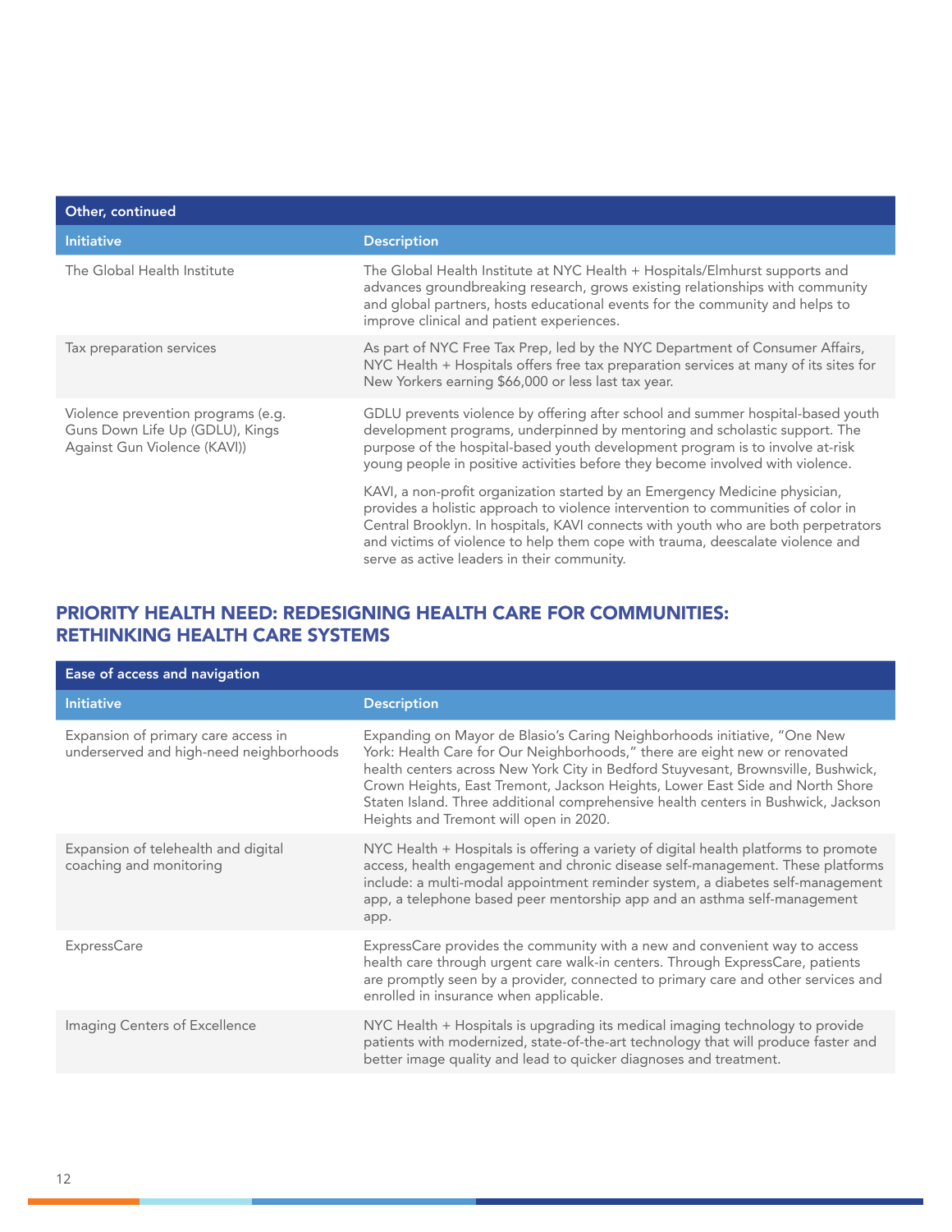| Other, continued | |
|---|---|
| **Initiative** | **Description** |
| The Global Health Institute | The Global Health Institute at NYC Health + Hospitals/Elmhurst supports and advances groundbreaking research, grows existing relationships with community and global partners, hosts educational events for the community and helps to improve clinical and patient experiences. |
| Tax preparation services | As part of NYC Free Tax Prep, led by the NYC Department of Consumer Affairs, NYC Health + Hospitals offers free tax preparation services at many of its sites for New Yorkers earning $66,000 or less last tax year. |
| Violence prevention programs (e.g. Guns Down Life Up (GDLU), Kings Against Gun Violence (KAVI)) | GDLU prevents violence by offering after school and summer hospital-based youth development programs, underpinned by mentoring and scholastic support. The purpose of the hospital-based youth development program is to involve at-risk young people in positive activities before they become involved with violence.<br><br>KAVI, a non-profit organization started by an Emergency Medicine physician, provides a holistic approach to violence intervention to communities of color in Central Brooklyn. In hospitals, KAVI connects with youth who are both perpetrators and victims of violence to help them cope with trauma, deescalate violence and serve as active leaders in their community. |

## PRIORITY HEALTH NEED: REDESIGNING HEALTH CARE FOR COMMUNITIES: RETHINKING HEALTH CARE SYSTEMS

| Ease of access and navigation | |
|---|---|
| **Initiative** | **Description** |
| Expansion of primary care access in underserved and high-need neighborhoods | Expanding on Mayor de Blasio's Caring Neighborhoods initiative, "One New York: Health Care for Our Neighborhoods," there are eight new or renovated health centers across New York City in Bedford Stuyvesant, Brownsville, Bushwick, Crown Heights, East Tremont, Jackson Heights, Lower East Side and North Shore Staten Island. Three additional comprehensive health centers in Bushwick, Jackson Heights and Tremont will open in 2020. |
| Expansion of telehealth and digital coaching and monitoring | NYC Health + Hospitals is offering a variety of digital health platforms to promote access, health engagement and chronic disease self-management. These platforms include: a multi-modal appointment reminder system, a diabetes self-management app, a telephone based peer mentorship app and an asthma self-management app. |
| ExpressCare | ExpressCare provides the community with a new and convenient way to access health care through urgent care walk-in centers. Through ExpressCare, patients are promptly seen by a provider, connected to primary care and other services and enrolled in insurance when applicable. |
| Imaging Centers of Excellence | NYC Health + Hospitals is upgrading its medical imaging technology to provide patients with modernized, state-of-the-art technology that will produce faster and better image quality and lead to quicker diagnoses and treatment. |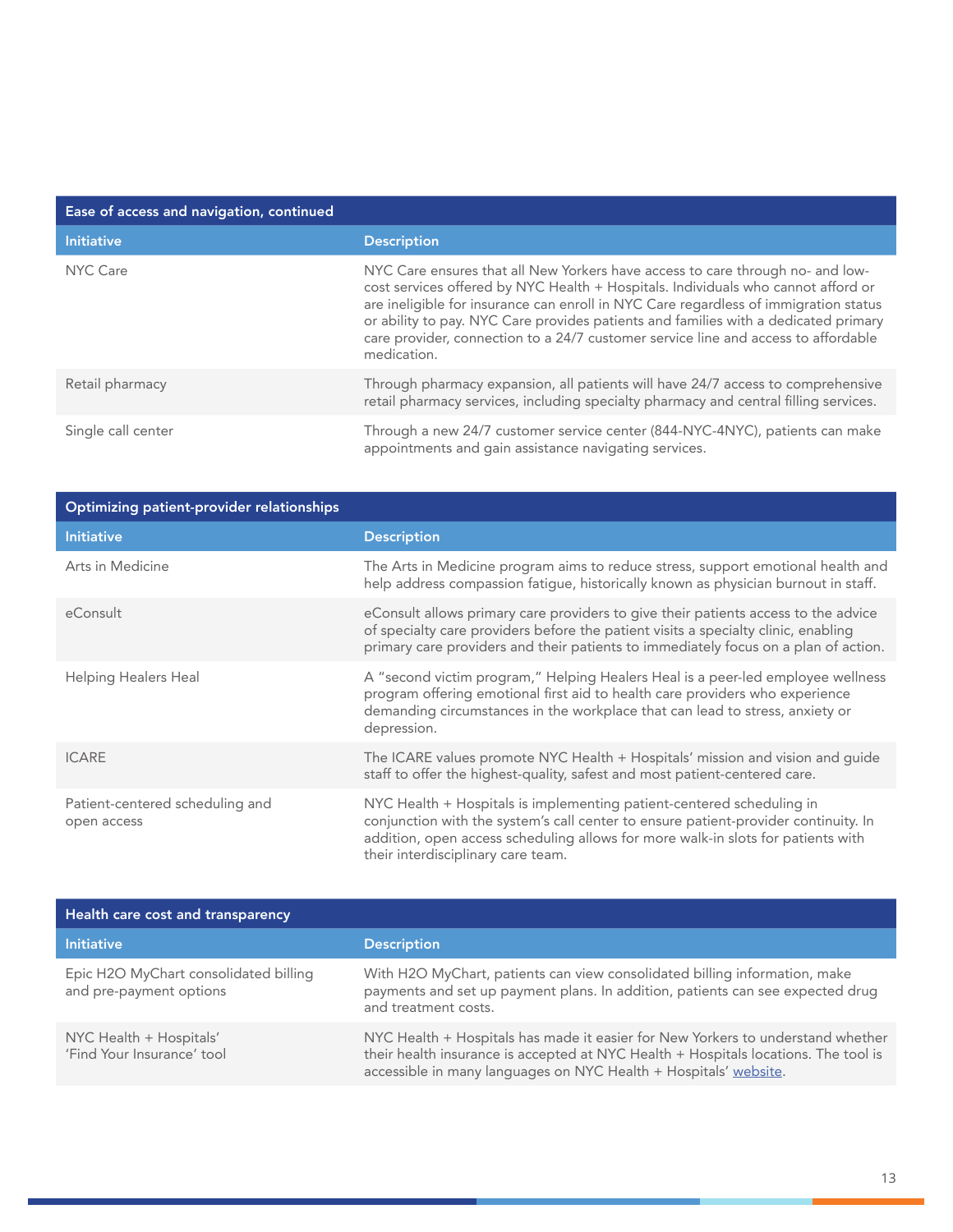| Ease of access and navigation, continued | |
|---|---|
| **Initiative** | **Description** |
| NYC Care | NYC Care ensures that all New Yorkers have access to care through no- and low-cost services offered by NYC Health + Hospitals. Individuals who cannot afford or are ineligible for insurance can enroll in NYC Care regardless of immigration status or ability to pay. NYC Care provides patients and families with a dedicated primary care provider, connection to a 24/7 customer service line and access to affordable medication. |
| Retail pharmacy | Through pharmacy expansion, all patients will have 24/7 access to comprehensive retail pharmacy services, including specialty pharmacy and central filling services. |
| Single call center | Through a new 24/7 customer service center (844-NYC-4NYC), patients can make appointments and gain assistance navigating services. |

| Optimizing patient-provider relationships | |
|---|---|
| **Initiative** | **Description** |
| Arts in Medicine | The Arts in Medicine program aims to reduce stress, support emotional health and help address compassion fatigue, historically known as physician burnout in staff. |
| eConsult | eConsult allows primary care providers to give their patients access to the advice of specialty care providers before the patient visits a specialty clinic, enabling primary care providers and their patients to immediately focus on a plan of action. |
| Helping Healers Heal | A "second victim program," Helping Healers Heal is a peer-led employee wellness program offering emotional first aid to health care providers who experience demanding circumstances in the workplace that can lead to stress, anxiety or depression. |
| ICARE | The ICARE values promote NYC Health + Hospitals' mission and vision and guide staff to offer the highest-quality, safest and most patient-centered care. |
| Patient-centered scheduling and open access | NYC Health + Hospitals is implementing patient-centered scheduling in conjunction with the system's call center to ensure patient-provider continuity. In addition, open access scheduling allows for more walk-in slots for patients with their interdisciplinary care team. |

| Health care cost and transparency | |
|---|---|
| **Initiative** | **Description** |
| Epic H2O MyChart consolidated billing and pre-payment options | With H2O MyChart, patients can view consolidated billing information, make payments and set up payment plans. In addition, patients can see expected drug and treatment costs. |
| NYC Health + Hospitals' 'Find Your Insurance' tool | NYC Health + Hospitals has made it easier for New Yorkers to understand whether their health insurance is accepted at NYC Health + Hospitals locations. The tool is accessible in many languages on NYC Health + Hospitals' website. |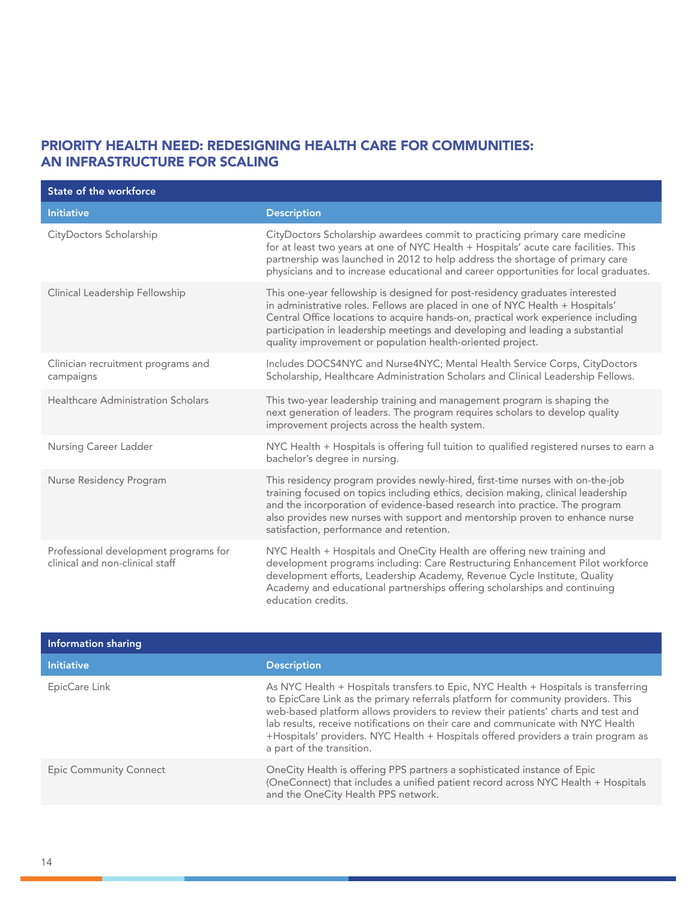## PRIORITY HEALTH NEED: REDESIGNING HEALTH CARE FOR COMMUNITIES: AN INFRASTRUCTURE FOR SCALING

| State of the workforce | |
|---|---|
| **Initiative** | **Description** |
| CityDoctors Scholarship | CityDoctors Scholarship awardees commit to practicing primary care medicine for at least two years at one of NYC Health + Hospitals' acute care facilities. This partnership was launched in 2012 to help address the shortage of primary care physicians and to increase educational and career opportunities for local graduates. |
| Clinical Leadership Fellowship | This one-year fellowship is designed for post-residency graduates interested in administrative roles. Fellows are placed in one of NYC Health + Hospitals' Central Office locations to acquire hands-on, practical work experience including participation in leadership meetings and developing and leading a substantial quality improvement or population health-oriented project. |
| Clinician recruitment programs and campaigns | Includes DOCS4NYC and Nurse4NYC; Mental Health Service Corps, CityDoctors Scholarship, Healthcare Administration Scholars and Clinical Leadership Fellows. |
| Healthcare Administration Scholars | This two-year leadership training and management program is shaping the next generation of leaders. The program requires scholars to develop quality improvement projects across the health system. |
| Nursing Career Ladder | NYC Health + Hospitals is offering full tuition to qualified registered nurses to earn a bachelor's degree in nursing. |
| Nurse Residency Program | This residency program provides newly-hired, first-time nurses with on-the-job training focused on topics including ethics, decision making, clinical leadership and the incorporation of evidence-based research into practice. The program also provides new nurses with support and mentorship proven to enhance nurse satisfaction, performance and retention. |
| Professional development programs for clinical and non-clinical staff | NYC Health + Hospitals and OneCity Health are offering new training and development programs including: Care Restructuring Enhancement Pilot workforce development efforts, Leadership Academy, Revenue Cycle Institute, Quality Academy and educational partnerships offering scholarships and continuing education credits. |

| Information sharing | |
|---|---|
| **Initiative** | **Description** |
| EpicCare Link | As NYC Health + Hospitals transfers to Epic, NYC Health + Hospitals is transferring to EpicCare Link as the primary referrals platform for community providers. This web-based platform allows providers to review their patients' charts and test and lab results, receive notifications on their care and communicate with NYC Health +Hospitals' providers. NYC Health + Hospitals offered providers a train program as a part of the transition. |
| Epic Community Connect | OneCity Health is offering PPS partners a sophisticated instance of Epic (OneConnect) that includes a unified patient record across NYC Health + Hospitals and the OneCity Health PPS network. |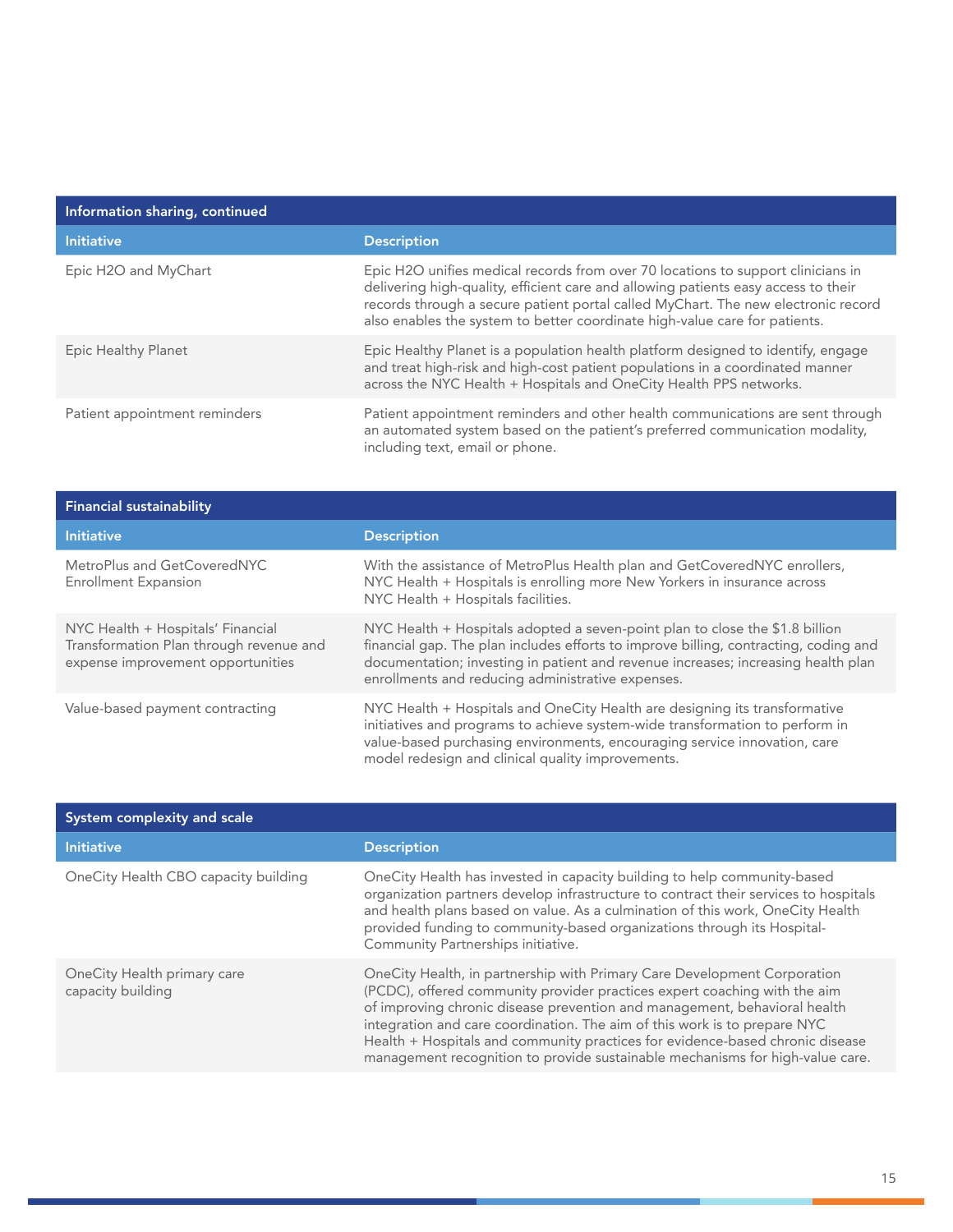## Information sharing, continued

| Initiative | Description |
| --- | --- |
| Epic H2O and MyChart | Epic H2O unifies medical records from over 70 locations to support clinicians in delivering high-quality, efficient care and allowing patients easy access to their records through a secure patient portal called MyChart. The new electronic record also enables the system to better coordinate high-value care for patients. |
| Epic Healthy Planet | Epic Healthy Planet is a population health platform designed to identify, engage and treat high-risk and high-cost patient populations in a coordinated manner across the NYC Health + Hospitals and OneCity Health PPS networks. |
| Patient appointment reminders | Patient appointment reminders and other health communications are sent through an automated system based on the patient's preferred communication modality, including text, email or phone. |

## Financial sustainability

| Initiative | Description |
| --- | --- |
| MetroPlus and GetCoveredNYC Enrollment Expansion | With the assistance of MetroPlus Health plan and GetCoveredNYC enrollers, NYC Health + Hospitals is enrolling more New Yorkers in insurance across NYC Health + Hospitals facilities. |
| NYC Health + Hospitals' Financial Transformation Plan through revenue and expense improvement opportunities | NYC Health + Hospitals adopted a seven-point plan to close the $1.8 billion financial gap. The plan includes efforts to improve billing, contracting, coding and documentation; investing in patient and revenue increases; increasing health plan enrollments and reducing administrative expenses. |
| Value-based payment contracting | NYC Health + Hospitals and OneCity Health are designing its transformative initiatives and programs to achieve system-wide transformation to perform in value-based purchasing environments, encouraging service innovation, care model redesign and clinical quality improvements. |

## System complexity and scale

| Initiative | Description |
| --- | --- |
| OneCity Health CBO capacity building | OneCity Health has invested in capacity building to help community-based organization partners develop infrastructure to contract their services to hospitals and health plans based on value. As a culmination of this work, OneCity Health provided funding to community-based organizations through its Hospital-Community Partnerships initiative. |
| OneCity Health primary care capacity building | OneCity Health, in partnership with Primary Care Development Corporation (PCDC), offered community provider practices expert coaching with the aim of improving chronic disease prevention and management, behavioral health integration and care coordination. The aim of this work is to prepare NYC Health + Hospitals and community practices for evidence-based chronic disease management recognition to provide sustainable mechanisms for high-value care. |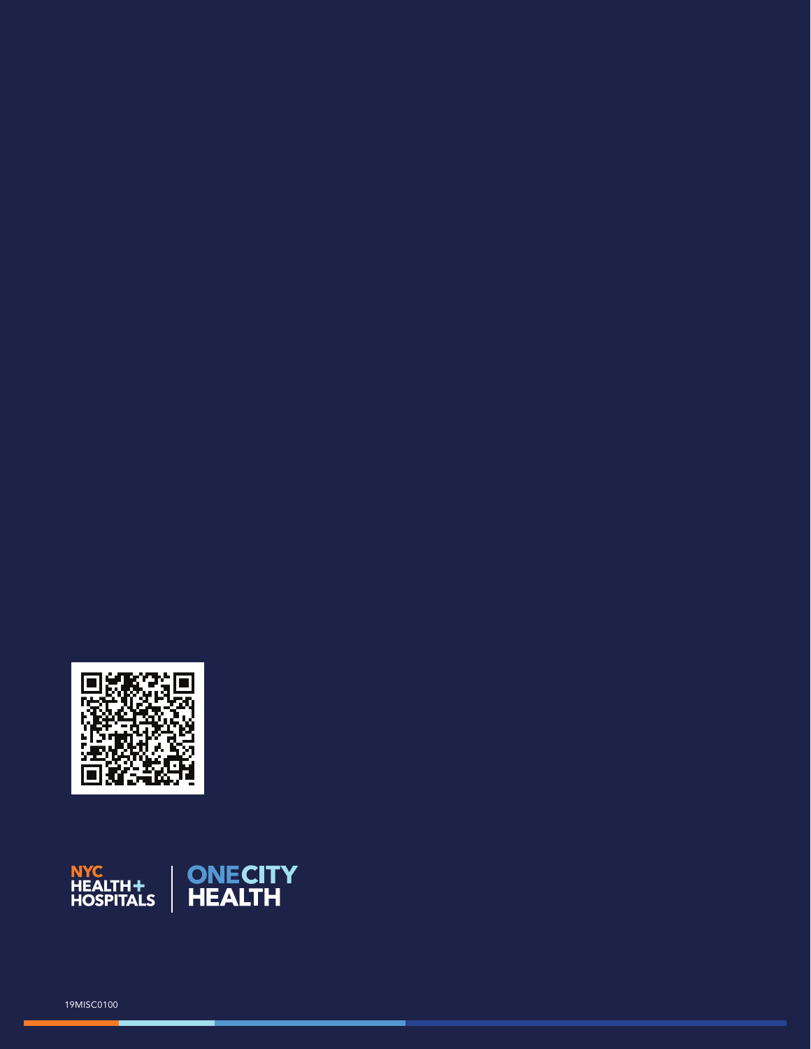NYC HEALTH + HOSPITALS | ONE CITY HEALTH

19MISC0100